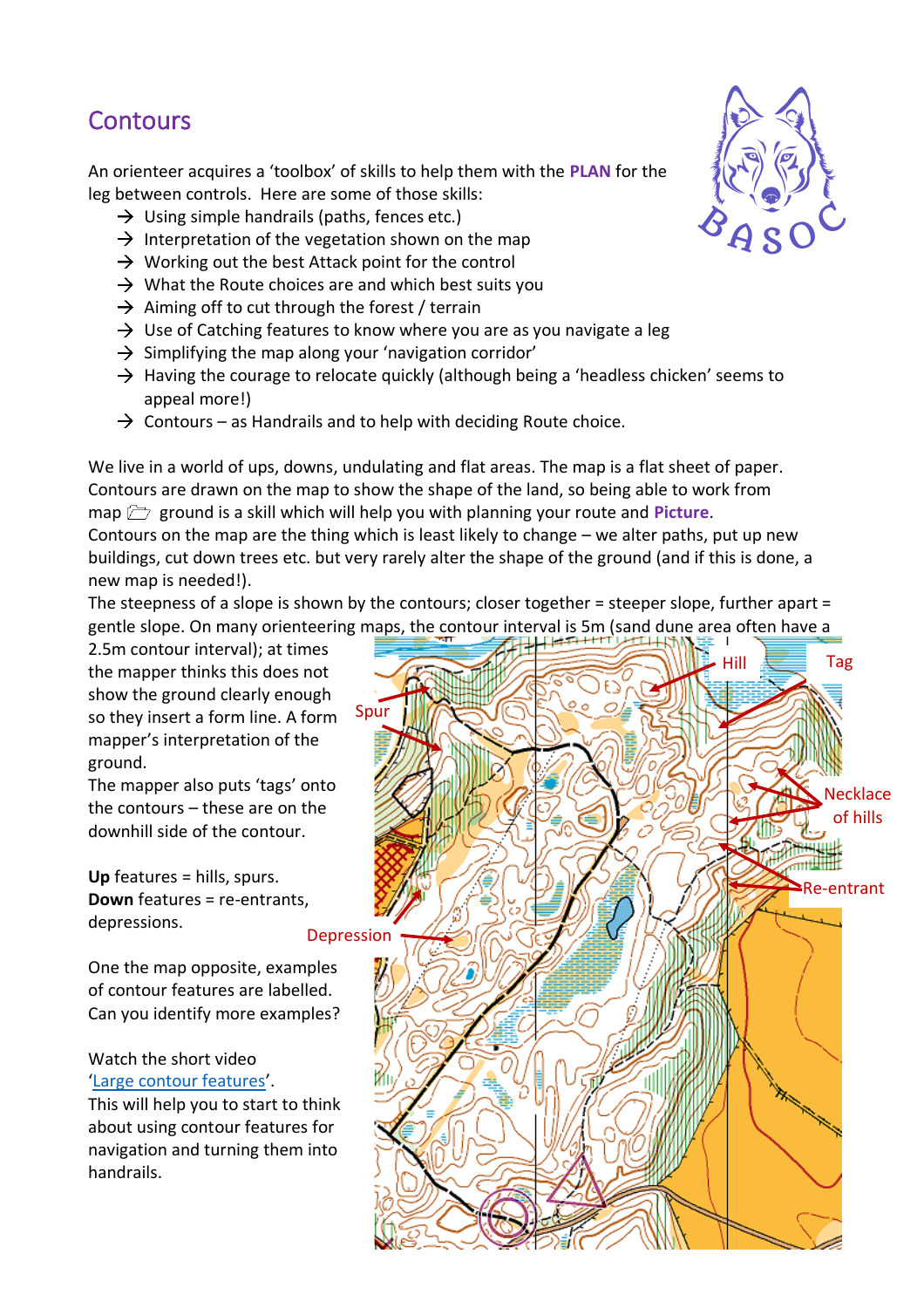# Contours

An orienteer acquires a 'toolbox' of skills to help them with the **PLAN** for the leg between controls. Here are some of those skills:

- → Using simple handrails (paths, fences etc.)
- → Interpretation of the vegetation shown on the map
- → Working out the best Attack point for the control
- → What the Route choices are and which best suits you
- → Aiming off to cut through the forest / terrain
- → Use of Catching features to know where you are as you navigate a leg
- → Simplifying the map along your 'navigation corridor'
- → Having the courage to relocate quickly (although being a 'headless chicken' seems to appeal more!)
- → Contours – as Handrails and to help with deciding Route choice.

We live in a world of ups, downs, undulating and flat areas. The map is a flat sheet of paper. Contours are drawn on the map to show the shape of the land, so being able to work from map 🗁 ground is a skill which will help you with planning your route and **Picture**.

Contours on the map are the thing which is least likely to change – we alter paths, put up new buildings, cut down trees etc. but very rarely alter the shape of the ground (and if this is done, a new map is needed!).

The steepness of a slope is shown by the contours; closer together = steeper slope, further apart = gentle slope. On many orienteering maps, the contour interval is 5m (sand dune area often have a 2.5m contour interval); at times the mapper thinks this does not show the ground clearly enough so they insert a form line. A form mapper's interpretation of the ground.

The mapper also puts 'tags' onto the contours – these are on the downhill side of the contour.

**Up** features = hills, spurs.
**Down** features = re-entrants, depressions.

One the map opposite, examples of contour features are labelled. Can you identify more examples?

Watch the short video '[Large contour features](#)'. This will help you to start to think about using contour features for navigation and turning them into handrails.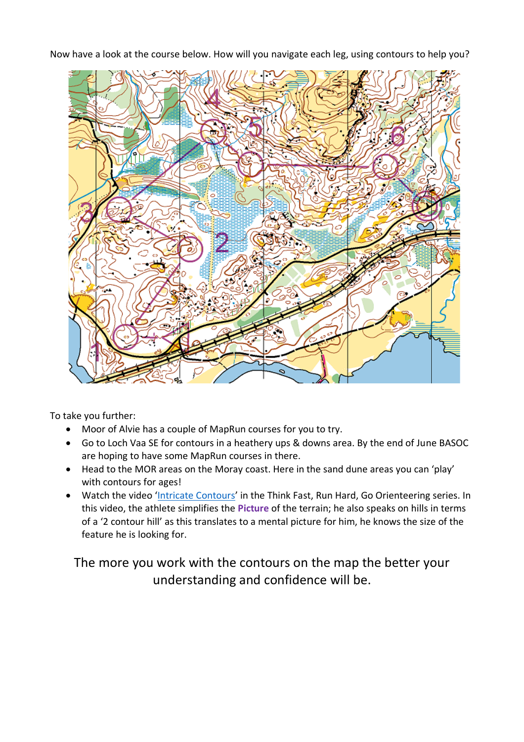Now have a look at the course below. How will you navigate each leg, using contours to help you?

To take you further:

- Moor of Alvie has a couple of MapRun courses for you to try.
- Go to Loch Vaa SE for contours in a heathery ups & downs area. By the end of June BASOC are hoping to have some MapRun courses in there.
- Head to the MOR areas on the Moray coast. Here in the sand dune areas you can 'play' with contours for ages!
- Watch the video '[Intricate Contours]' in the Think Fast, Run Hard, Go Orienteering series. In this video, the athlete simplifies the **Picture** of the terrain; he also speaks on hills in terms of a '2 contour hill' as this translates to a mental picture for him, he knows the size of the feature he is looking for.

The more you work with the contours on the map the better your understanding and confidence will be.